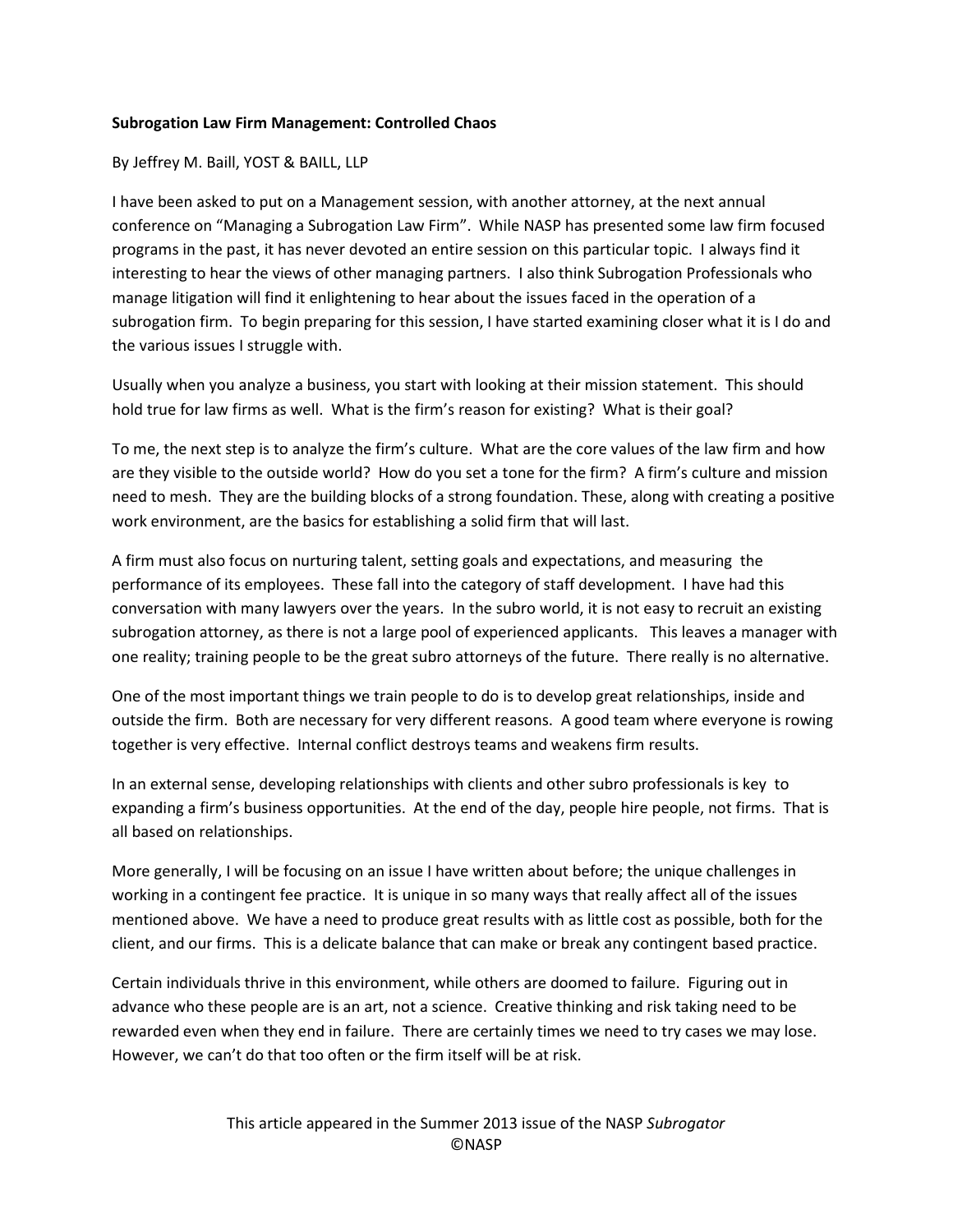**Subrogation Law Firm Management: Controlled Chaos**

By Jeffrey M. Baill, YOST & BAILL, LLP

I have been asked to put on a Management session, with another attorney, at the next annual conference on "Managing a Subrogation Law Firm". While NASP has presented some law firm focused programs in the past, it has never devoted an entire session on this particular topic. I always find it interesting to hear the views of other managing partners. I also think Subrogation Professionals who manage litigation will find it enlightening to hear about the issues faced in the operation of a subrogation firm. To begin preparing for this session, I have started examining closer what it is I do and the various issues I struggle with.

Usually when you analyze a business, you start with looking at their mission statement. This should hold true for law firms as well. What is the firm's reason for existing? What is their goal?

To me, the next step is to analyze the firm's culture. What are the core values of the law firm and how are they visible to the outside world? How do you set a tone for the firm? A firm's culture and mission need to mesh. They are the building blocks of a strong foundation. These, along with creating a positive work environment, are the basics for establishing a solid firm that will last.

A firm must also focus on nurturing talent, setting goals and expectations, and measuring the performance of its employees. These fall into the category of staff development. I have had this conversation with many lawyers over the years. In the subro world, it is not easy to recruit an existing subrogation attorney, as there is not a large pool of experienced applicants. This leaves a manager with one reality; training people to be the great subro attorneys of the future. There really is no alternative.

One of the most important things we train people to do is to develop great relationships, inside and outside the firm. Both are necessary for very different reasons. A good team where everyone is rowing together is very effective. Internal conflict destroys teams and weakens firm results.

In an external sense, developing relationships with clients and other subro professionals is key to expanding a firm's business opportunities. At the end of the day, people hire people, not firms. That is all based on relationships.

More generally, I will be focusing on an issue I have written about before; the unique challenges in working in a contingent fee practice. It is unique in so many ways that really affect all of the issues mentioned above. We have a need to produce great results with as little cost as possible, both for the client, and our firms. This is a delicate balance that can make or break any contingent based practice.

Certain individuals thrive in this environment, while others are doomed to failure. Figuring out in advance who these people are is an art, not a science. Creative thinking and risk taking need to be rewarded even when they end in failure. There are certainly times we need to try cases we may lose. However, we can't do that too often or the firm itself will be at risk.

This article appeared in the Summer 2013 issue of the NASP *Subrogator*
©NASP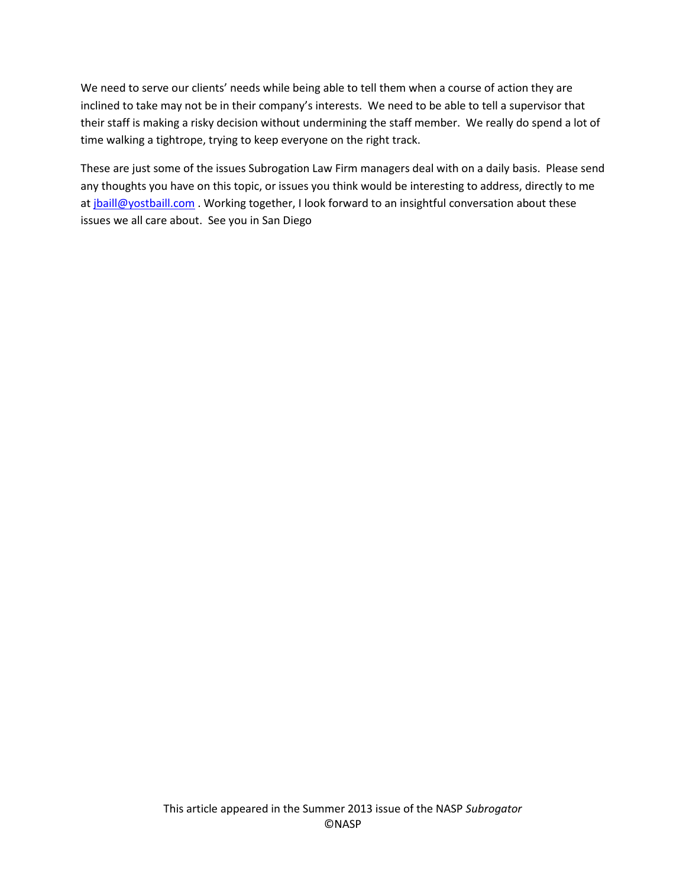We need to serve our clients' needs while being able to tell them when a course of action they are inclined to take may not be in their company's interests. We need to be able to tell a supervisor that their staff is making a risky decision without undermining the staff member. We really do spend a lot of time walking a tightrope, trying to keep everyone on the right track.

These are just some of the issues Subrogation Law Firm managers deal with on a daily basis. Please send any thoughts you have on this topic, or issues you think would be interesting to address, directly to me at [jbaill@yostbaill.com](mailto:jbaill@yostbaill.com) . Working together, I look forward to an insightful conversation about these issues we all care about. See you in San Diego

This article appeared in the Summer 2013 issue of the NASP *Subrogator*
©NASP